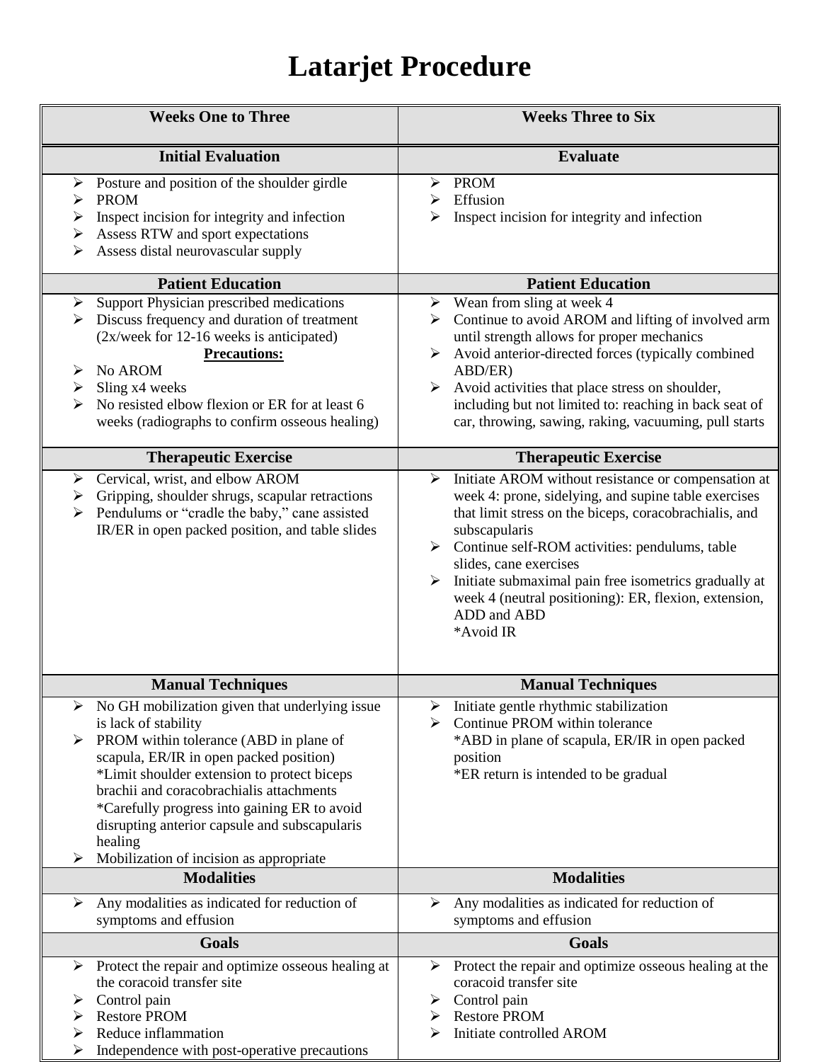# Latarjet Procedure

| Weeks One to Three | Weeks Three to Six |
|---|---|
| **Initial Evaluation** | **Evaluate** |
| ➢ Posture and position of the shoulder girdle<br>➢ PROM<br>➢ Inspect incision for integrity and infection<br>➢ Assess RTW and sport expectations<br>➢ Assess distal neurovascular supply | ➢ PROM<br>➢ Effusion<br>➢ Inspect incision for integrity and infection |
| **Patient Education** | **Patient Education** |
| ➢ Support Physician prescribed medications<br>➢ Discuss frequency and duration of treatment (2x/week for 12-16 weeks is anticipated)<br>**Precautions:**<br>➢ No AROM<br>➢ Sling x4 weeks<br>➢ No resisted elbow flexion or ER for at least 6 weeks (radiographs to confirm osseous healing) | ➢ Wean from sling at week 4<br>➢ Continue to avoid AROM and lifting of involved arm until strength allows for proper mechanics<br>➢ Avoid anterior-directed forces (typically combined ABD/ER)<br>➢ Avoid activities that place stress on shoulder, including but not limited to: reaching in back seat of car, throwing, sawing, raking, vacuuming, pull starts |
| **Therapeutic Exercise** | **Therapeutic Exercise** |
| ➢ Cervical, wrist, and elbow AROM<br>➢ Gripping, shoulder shrugs, scapular retractions<br>➢ Pendulums or "cradle the baby," cane assisted IR/ER in open packed position, and table slides | ➢ Initiate AROM without resistance or compensation at week 4: prone, sidelying, and supine table exercises that limit stress on the biceps, coracobrachialis, and subscapularis<br>➢ Continue self-ROM activities: pendulums, table slides, cane exercises<br>➢ Initiate submaximal pain free isometrics gradually at week 4 (neutral positioning): ER, flexion, extension, ADD and ABD<br>*Avoid IR |
| **Manual Techniques** | **Manual Techniques** |
| ➢ No GH mobilization given that underlying issue is lack of stability<br>➢ PROM within tolerance (ABD in plane of scapula, ER/IR in open packed position)<br>*Limit shoulder extension to protect biceps brachii and coracobrachialis attachments<br>*Carefully progress into gaining ER to avoid disrupting anterior capsule and subscapularis healing<br>➢ Mobilization of incision as appropriate | ➢ Initiate gentle rhythmic stabilization<br>➢ Continue PROM within tolerance<br>*ABD in plane of scapula, ER/IR in open packed position<br>*ER return is intended to be gradual |
| **Modalities** | **Modalities** |
| ➢ Any modalities as indicated for reduction of symptoms and effusion | ➢ Any modalities as indicated for reduction of symptoms and effusion |
| **Goals** | **Goals** |
| ➢ Protect the repair and optimize osseous healing at the coracoid transfer site<br>➢ Control pain<br>➢ Restore PROM<br>➢ Reduce inflammation<br>➢ Independence with post-operative precautions | ➢ Protect the repair and optimize osseous healing at the coracoid transfer site<br>➢ Control pain<br>➢ Restore PROM<br>➢ Initiate controlled AROM |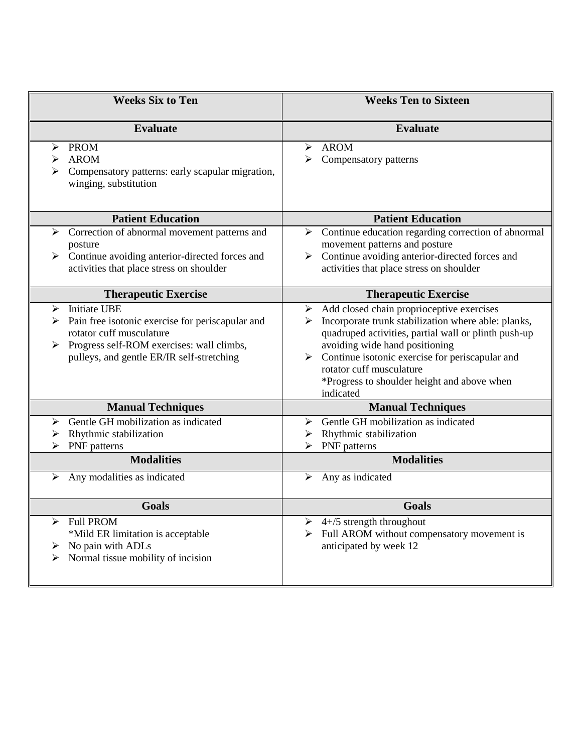| Weeks Six to Ten | Weeks Ten to Sixteen |
|---|---|
| **Evaluate** | **Evaluate** |
| ➢ PROM<br>➢ AROM<br>➢ Compensatory patterns: early scapular migration, winging, substitution | ➢ AROM<br>➢ Compensatory patterns |
| **Patient Education** | **Patient Education** |
| ➢ Correction of abnormal movement patterns and posture<br>➢ Continue avoiding anterior-directed forces and activities that place stress on shoulder | ➢ Continue education regarding correction of abnormal movement patterns and posture<br>➢ Continue avoiding anterior-directed forces and activities that place stress on shoulder |
| **Therapeutic Exercise** | **Therapeutic Exercise** |
| ➢ Initiate UBE<br>➢ Pain free isotonic exercise for periscapular and rotator cuff musculature<br>➢ Progress self-ROM exercises: wall climbs, pulleys, and gentle ER/IR self-stretching | ➢ Add closed chain proprioceptive exercises<br>➢ Incorporate trunk stabilization where able: planks, quadruped activities, partial wall or plinth push-up avoiding wide hand positioning<br>➢ Continue isotonic exercise for periscapular and rotator cuff musculature<br>*Progress to shoulder height and above when indicated |
| **Manual Techniques** | **Manual Techniques** |
| ➢ Gentle GH mobilization as indicated<br>➢ Rhythmic stabilization<br>➢ PNF patterns | ➢ Gentle GH mobilization as indicated<br>➢ Rhythmic stabilization<br>➢ PNF patterns |
| **Modalities** | **Modalities** |
| ➢ Any modalities as indicated | ➢ Any as indicated |
| **Goals** | **Goals** |
| ➢ Full PROM<br>*Mild ER limitation is acceptable<br>➢ No pain with ADLs<br>➢ Normal tissue mobility of incision | ➢ 4+/5 strength throughout<br>➢ Full AROM without compensatory movement is anticipated by week 12 |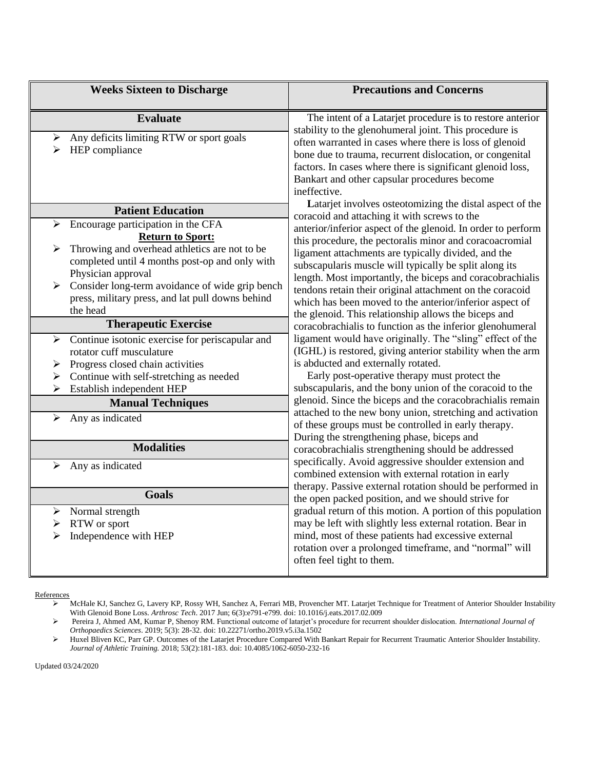| Weeks Sixteen to Discharge | Precautions and Concerns |
|---|---|
| **Evaluate**<br>➢ Any deficits limiting RTW or sport goals<br>➢ HEP compliance<br><br>**Patient Education**<br>➢ Encourage participation in the CFA<br>**Return to Sport:**<br>➢ Throwing and overhead athletics are not to be completed until 4 months post-op and only with Physician approval<br>➢ Consider long-term avoidance of wide grip bench press, military press, and lat pull downs behind the head<br><br>**Therapeutic Exercise**<br>➢ Continue isotonic exercise for periscapular and rotator cuff musculature<br>➢ Progress closed chain activities<br>➢ Continue with self-stretching as needed<br>➢ Establish independent HEP<br><br>**Manual Techniques**<br>➢ Any as indicated<br><br>**Modalities**<br>➢ Any as indicated<br><br>**Goals**<br>➢ Normal strength<br>➢ RTW or sport<br>➢ Independence with HEP | The intent of a Latarjet procedure is to restore anterior stability to the glenohumeral joint. This procedure is often warranted in cases where there is loss of glenoid bone due to trauma, recurrent dislocation, or congenital factors. In cases where there is significant glenoid loss, Bankart and other capsular procedures become ineffective.<br>Latarjet involves osteotomizing the distal aspect of the coracoid and attaching it with screws to the anterior/inferior aspect of the glenoid. In order to perform this procedure, the pectoralis minor and coracoacromial ligament attachments are typically divided, and the subscapularis muscle will typically be split along its length. Most importantly, the biceps and coracobrachialis tendons retain their original attachment on the coracoid which has been moved to the anterior/inferior aspect of the glenoid. This relationship allows the biceps and coracobrachialis to function as the inferior glenohumeral ligament would have originally. The "sling" effect of the (IGHL) is restored, giving anterior stability when the arm is abducted and externally rotated.<br>Early post-operative therapy must protect the subscapularis, and the bony union of the coracoid to the glenoid. Since the biceps and the coracobrachialis remain attached to the new bony union, stretching and activation of these groups must be controlled in early therapy. During the strengthening phase, biceps and coracobrachialis strengthening should be addressed specifically. Avoid aggressive shoulder extension and combined extension with external rotation in early therapy. Passive external rotation should be performed in the open packed position, and we should strive for gradual return of this motion. A portion of this population may be left with slightly less external rotation. Bear in mind, most of these patients had excessive external rotation over a prolonged timeframe, and "normal" will often feel tight to them. |

References

- McHale KJ, Sanchez G, Lavery KP, Rossy WH, Sanchez A, Ferrari MB, Provencher MT. Latarjet Technique for Treatment of Anterior Shoulder Instability With Glenoid Bone Loss. *Arthrosc Tech*. 2017 Jun; 6(3):e791-e799. doi: 10.1016/j.eats.2017.02.009
- Pereira J, Ahmed AM, Kumar P, Shenoy RM. Functional outcome of latarjet's procedure for recurrent shoulder dislocation. *International Journal of Orthopaedics Sciences*. 2019; 5(3): 28-32. doi: 10.22271/ortho.2019.v5.i3a.1502
- Huxel Bliven KC, Parr GP. Outcomes of the Latarjet Procedure Compared With Bankart Repair for Recurrent Traumatic Anterior Shoulder Instability. *Journal of Athletic Training.* 2018; 53(2):181-183. doi: 10.4085/1062-6050-232-16

Updated 03/24/2020